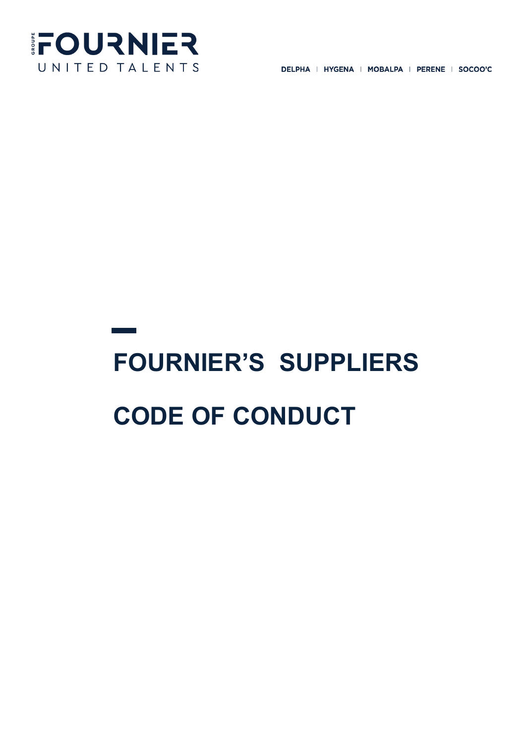GROUPE FOURNIER
UNITED TALENTS

DELPHA | HYGENA | MOBALPA | PERENE | SOCOO'C

# FOURNIER'S SUPPLIERS CODE OF CONDUCT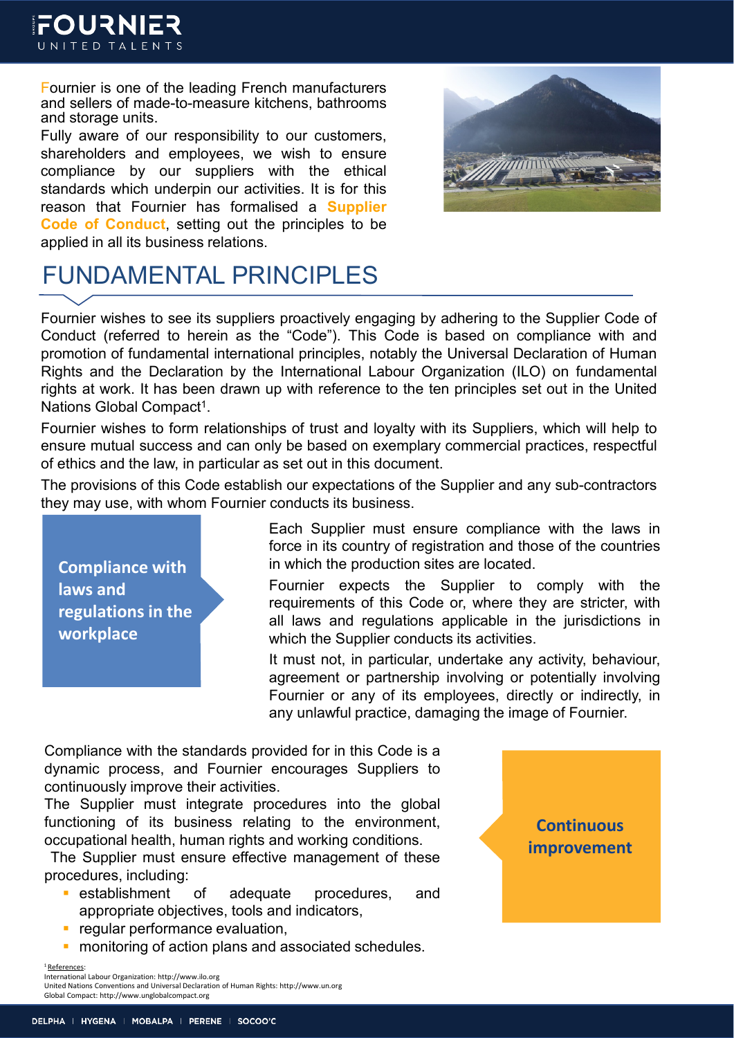Fournier is one of the leading French manufacturers and sellers of made-to-measure kitchens, bathrooms and storage units.

Fully aware of our responsibility to our customers, shareholders and employees, we wish to ensure compliance by our suppliers with the ethical standards which underpin our activities. It is for this reason that Fournier has formalised a **Supplier Code of Conduct**, setting out the principles to be applied in all its business relations.

# FUNDAMENTAL PRINCIPLES

Fournier wishes to see its suppliers proactively engaging by adhering to the Supplier Code of Conduct (referred to herein as the "Code"). This Code is based on compliance with and promotion of fundamental international principles, notably the Universal Declaration of Human Rights and the Declaration by the International Labour Organization (ILO) on fundamental rights at work. It has been drawn up with reference to the ten principles set out in the United Nations Global Compact[1].

Fournier wishes to form relationships of trust and loyalty with its Suppliers, which will help to ensure mutual success and can only be based on exemplary commercial practices, respectful of ethics and the law, in particular as set out in this document.

The provisions of this Code establish our expectations of the Supplier and any sub-contractors they may use, with whom Fournier conducts its business.

## Compliance with laws and regulations in the workplace

Each Supplier must ensure compliance with the laws in force in its country of registration and those of the countries in which the production sites are located.

Fournier expects the Supplier to comply with the requirements of this Code or, where they are stricter, with all laws and regulations applicable in the jurisdictions in which the Supplier conducts its activities.

It must not, in particular, undertake any activity, behaviour, agreement or partnership involving or potentially involving Fournier or any of its employees, directly or indirectly, in any unlawful practice, damaging the image of Fournier.

## Continuous improvement

Compliance with the standards provided for in this Code is a dynamic process, and Fournier encourages Suppliers to continuously improve their activities.

The Supplier must integrate procedures into the global functioning of its business relating to the environment, occupational health, human rights and working conditions.

The Supplier must ensure effective management of these procedures, including:

- establishment of adequate procedures, and appropriate objectives, tools and indicators,
- regular performance evaluation,
- monitoring of action plans and associated schedules.

[1] References:
International Labour Organization: http://www.ilo.org
United Nations Conventions and Universal Declaration of Human Rights: http://www.un.org
Global Compact: http://www.unglobalcompact.org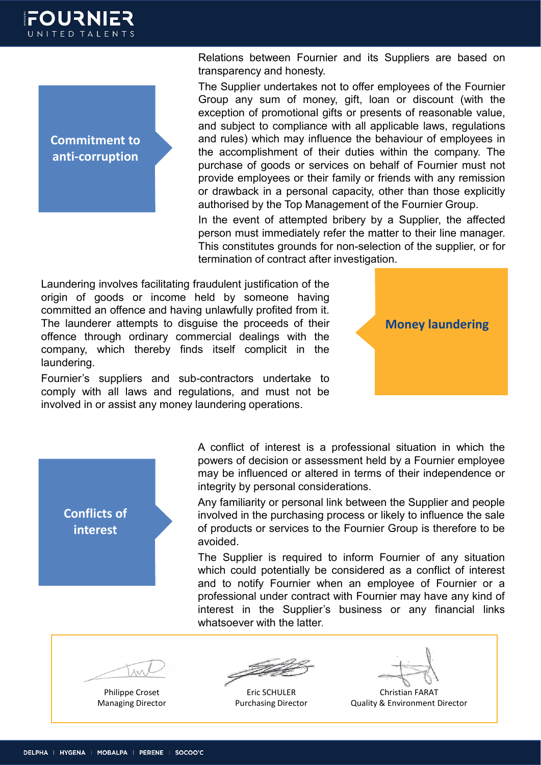## Commitment to anti-corruption

Relations between Fournier and its Suppliers are based on transparency and honesty.

The Supplier undertakes not to offer employees of the Fournier Group any sum of money, gift, loan or discount (with the exception of promotional gifts or presents of reasonable value, and subject to compliance with all applicable laws, regulations and rules) which may influence the behaviour of employees in the accomplishment of their duties within the company. The purchase of goods or services on behalf of Fournier must not provide employees or their family or friends with any remission or drawback in a personal capacity, other than those explicitly authorised by the Top Management of the Fournier Group.

In the event of attempted bribery by a Supplier, the affected person must immediately refer the matter to their line manager. This constitutes grounds for non-selection of the supplier, or for termination of contract after investigation.

## Money laundering

Laundering involves facilitating fraudulent justification of the origin of goods or income held by someone having committed an offence and having unlawfully profited from it. The launderer attempts to disguise the proceeds of their offence through ordinary commercial dealings with the company, which thereby finds itself complicit in the laundering.

Fournier's suppliers and sub-contractors undertake to comply with all laws and regulations, and must not be involved in or assist any money laundering operations.

## Conflicts of interest

A conflict of interest is a professional situation in which the powers of decision or assessment held by a Fournier employee may be influenced or altered in terms of their independence or integrity by personal considerations.

Any familiarity or personal link between the Supplier and people involved in the purchasing process or likely to influence the sale of products or services to the Fournier Group is therefore to be avoided.

The Supplier is required to inform Fournier of any situation which could potentially be considered as a conflict of interest and to notify Fournier when an employee of Fournier or a professional under contract with Fournier may have any kind of interest in the Supplier's business or any financial links whatsoever with the latter.

| Philippe Croset | Eric SCHULER | Christian FARAT |
| --- | --- | --- |
| Managing Director | Purchasing Director | Quality & Environment Director |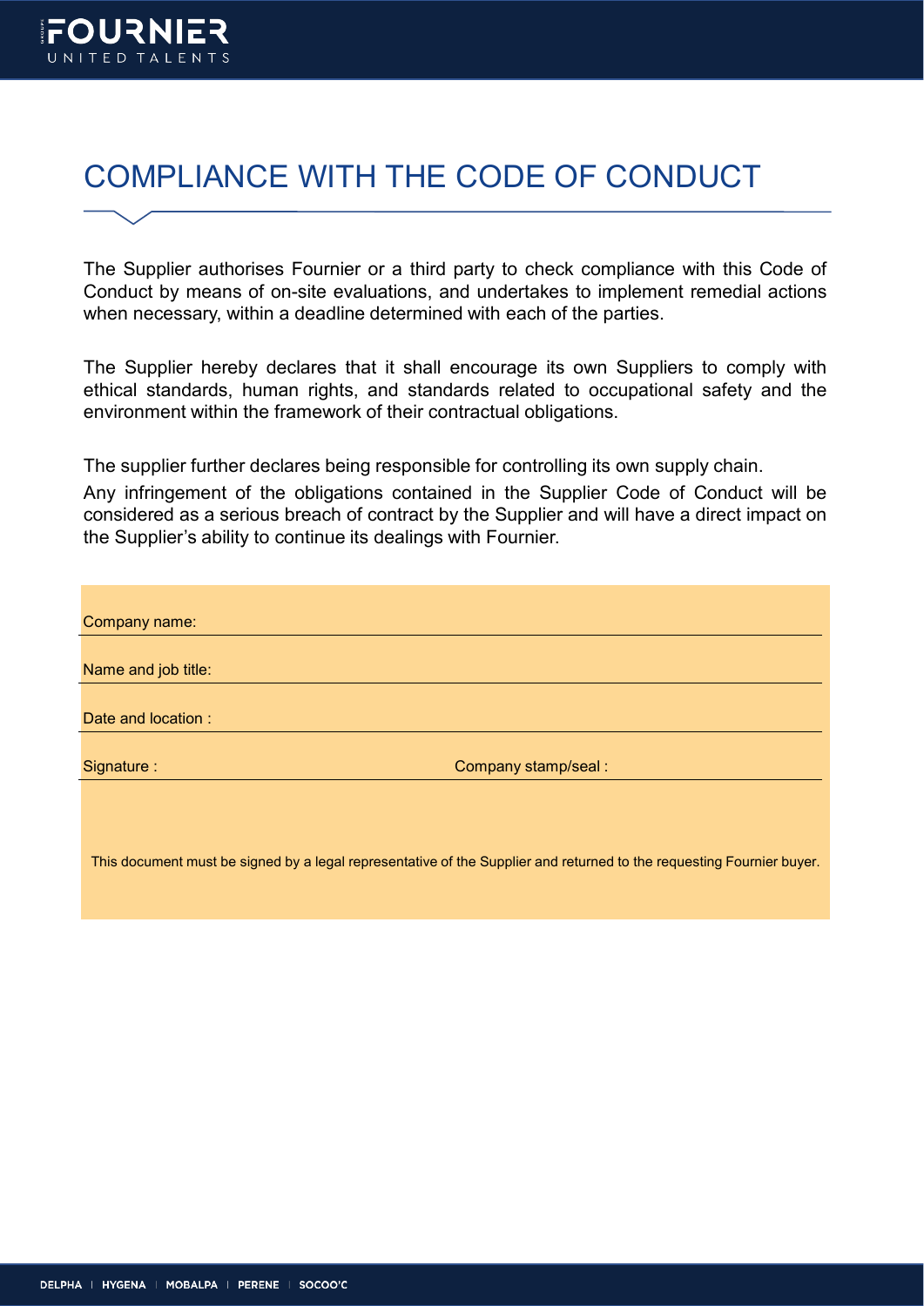# COMPLIANCE WITH THE CODE OF CONDUCT

The Supplier authorises Fournier or a third party to check compliance with this Code of Conduct by means of on-site evaluations, and undertakes to implement remedial actions when necessary, within a deadline determined with each of the parties.

The Supplier hereby declares that it shall encourage its own Suppliers to comply with ethical standards, human rights, and standards related to occupational safety and the environment within the framework of their contractual obligations.

The supplier further declares being responsible for controlling its own supply chain.

Any infringement of the obligations contained in the Supplier Code of Conduct will be considered as a serious breach of contract by the Supplier and will have a direct impact on the Supplier's ability to continue its dealings with Fournier.

Company name:

Name and job title:

Date and location :

Signature :    Company stamp/seal :

This document must be signed by a legal representative of the Supplier and returned to the requesting Fournier buyer.